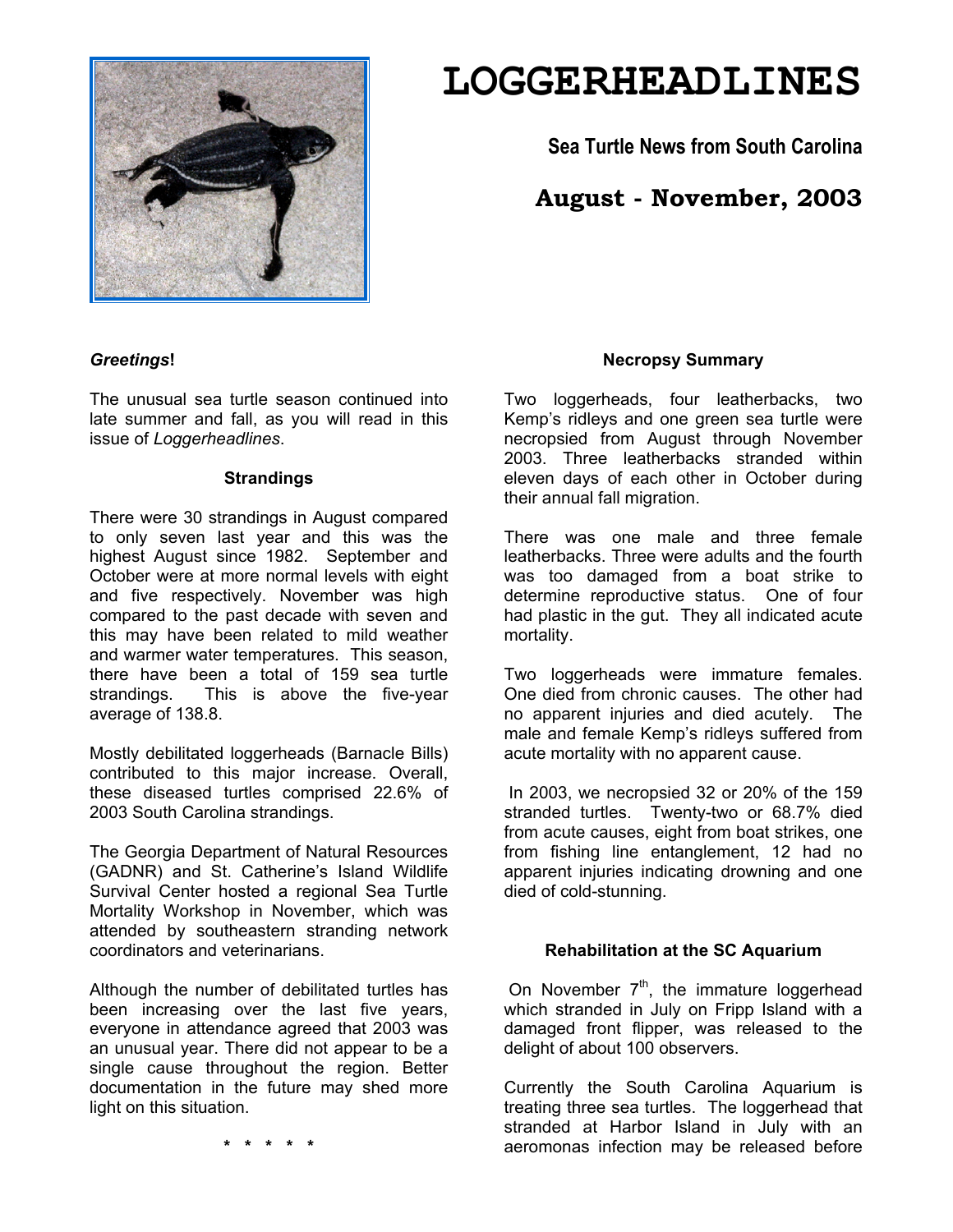# LOGGERHEADLINES

**Sea Turtle News from South Carolina**

**August - November, 2003**

***Greetings*!**

The unusual sea turtle season continued into late summer and fall, as you will read in this issue of *Loggerheadlines*.

### Strandings

There were 30 strandings in August compared to only seven last year and this was the highest August since 1982. September and October were at more normal levels with eight and five respectively. November was high compared to the past decade with seven and this may have been related to mild weather and warmer water temperatures. This season, there have been a total of 159 sea turtle strandings. This is above the five-year average of 138.8.

Mostly debilitated loggerheads (Barnacle Bills) contributed to this major increase. Overall, these diseased turtles comprised 22.6% of 2003 South Carolina strandings.

The Georgia Department of Natural Resources (GADNR) and St. Catherine's Island Wildlife Survival Center hosted a regional Sea Turtle Mortality Workshop in November, which was attended by southeastern stranding network coordinators and veterinarians.

Although the number of debilitated turtles has been increasing over the last five years, everyone in attendance agreed that 2003 was an unusual year. There did not appear to be a single cause throughout the region. Better documentation in the future may shed more light on this situation.

\* \* \* \* \*

### Necropsy Summary

Two loggerheads, four leatherbacks, two Kemp's ridleys and one green sea turtle were necropsied from August through November 2003. Three leatherbacks stranded within eleven days of each other in October during their annual fall migration.

There was one male and three female leatherbacks. Three were adults and the fourth was too damaged from a boat strike to determine reproductive status. One of four had plastic in the gut. They all indicated acute mortality.

Two loggerheads were immature females. One died from chronic causes. The other had no apparent injuries and died acutely. The male and female Kemp's ridleys suffered from acute mortality with no apparent cause.

In 2003, we necropsied 32 or 20% of the 159 stranded turtles. Twenty-two or 68.7% died from acute causes, eight from boat strikes, one from fishing line entanglement, 12 had no apparent injuries indicating drowning and one died of cold-stunning.

### Rehabilitation at the SC Aquarium

On November 7th, the immature loggerhead which stranded in July on Fripp Island with a damaged front flipper, was released to the delight of about 100 observers.

Currently the South Carolina Aquarium is treating three sea turtles. The loggerhead that stranded at Harbor Island in July with an aeromonas infection may be released before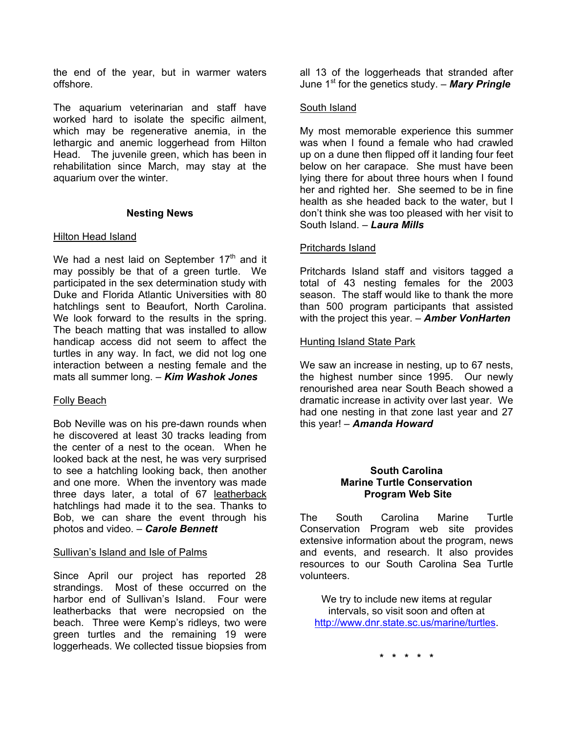the end of the year, but in warmer waters offshore.

The aquarium veterinarian and staff have worked hard to isolate the specific ailment, which may be regenerative anemia, in the lethargic and anemic loggerhead from Hilton Head. The juvenile green, which has been in rehabilitation since March, may stay at the aquarium over the winter.

## Nesting News

<u>Hilton Head Island</u>

We had a nest laid on September 17th and it may possibly be that of a green turtle. We participated in the sex determination study with Duke and Florida Atlantic Universities with 80 hatchlings sent to Beaufort, North Carolina. We look forward to the results in the spring. The beach matting that was installed to allow handicap access did not seem to affect the turtles in any way. In fact, we did not log one interaction between a nesting female and the mats all summer long. – ***Kim Washok Jones***

<u>Folly Beach</u>

Bob Neville was on his pre-dawn rounds when he discovered at least 30 tracks leading from the center of a nest to the ocean. When he looked back at the nest, he was very surprised to see a hatchling looking back, then another and one more. When the inventory was made three days later, a total of 67 <u>leatherback</u> hatchlings had made it to the sea. Thanks to Bob, we can share the event through his photos and video. – ***Carole Bennett***

<u>Sullivan's Island and Isle of Palms</u>

Since April our project has reported 28 strandings. Most of these occurred on the harbor end of Sullivan's Island. Four were leatherbacks that were necropsied on the beach. Three were Kemp's ridleys, two were green turtles and the remaining 19 were loggerheads. We collected tissue biopsies from all 13 of the loggerheads that stranded after June 1st for the genetics study. – ***Mary Pringle***

<u>South Island</u>

My most memorable experience this summer was when I found a female who had crawled up on a dune then flipped off it landing four feet below on her carapace. She must have been lying there for about three hours when I found her and righted her. She seemed to be in fine health as she headed back to the water, but I don't think she was too pleased with her visit to South Island. – ***Laura Mills***

<u>Pritchards Island</u>

Pritchards Island staff and visitors tagged a total of 43 nesting females for the 2003 season. The staff would like to thank the more than 500 program participants that assisted with the project this year. – ***Amber VonHarten***

<u>Hunting Island State Park</u>

We saw an increase in nesting, up to 67 nests, the highest number since 1995. Our newly renourished area near South Beach showed a dramatic increase in activity over last year. We had one nesting in that zone last year and 27 this year! – ***Amanda Howard***

## South Carolina Marine Turtle Conservation Program Web Site

The South Carolina Marine Turtle Conservation Program web site provides extensive information about the program, news and events, and research. It also provides resources to our South Carolina Sea Turtle volunteers.

We try to include new items at regular intervals, so visit soon and often at http://www.dnr.state.sc.us/marine/turtles.

\* \* \* \* \*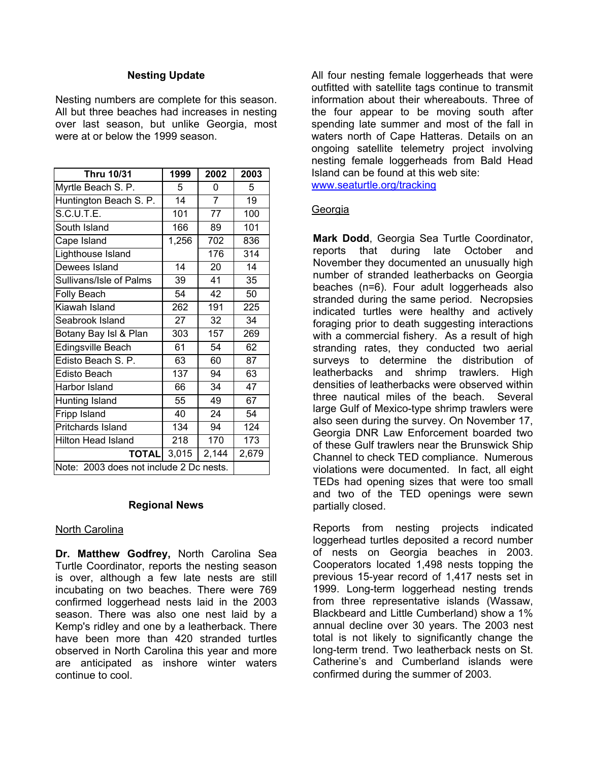## Nesting Update

Nesting numbers are complete for this season. All but three beaches had increases in nesting over last season, but unlike Georgia, most were at or below the 1999 season.

| Thru 10/31 | 1999 | 2002 | 2003 |
|---|---|---|---|
| Myrtle Beach S. P. | 5 | 0 | 5 |
| Huntington Beach S. P. | 14 | 7 | 19 |
| S.C.U.T.E. | 101 | 77 | 100 |
| South Island | 166 | 89 | 101 |
| Cape Island | 1,256 | 702 | 836 |
| Lighthouse Island | | 176 | 314 |
| Dewees Island | 14 | 20 | 14 |
| Sullivans/Isle of Palms | 39 | 41 | 35 |
| Folly Beach | 54 | 42 | 50 |
| Kiawah Island | 262 | 191 | 225 |
| Seabrook Island | 27 | 32 | 34 |
| Botany Bay Isl & Plan | 303 | 157 | 269 |
| Edingsville Beach | 61 | 54 | 62 |
| Edisto Beach S. P. | 63 | 60 | 87 |
| Edisto Beach | 137 | 94 | 63 |
| Harbor Island | 66 | 34 | 47 |
| Hunting Island | 55 | 49 | 67 |
| Fripp Island | 40 | 24 | 54 |
| Pritchards Island | 134 | 94 | 124 |
| Hilton Head Island | 218 | 170 | 173 |
| **TOTAL** | 3,015 | 2,144 | 2,679 |
| Note: 2003 does not include 2 Dc nests. | | | |

## Regional News

### North Carolina

**Dr. Matthew Godfrey,** North Carolina Sea Turtle Coordinator, reports the nesting season is over, although a few late nests are still incubating on two beaches. There were 769 confirmed loggerhead nests laid in the 2003 season. There was also one nest laid by a Kemp's ridley and one by a leatherback. There have been more than 420 stranded turtles observed in North Carolina this year and more are anticipated as inshore winter waters continue to cool.

All four nesting female loggerheads that were outfitted with satellite tags continue to transmit information about their whereabouts. Three of the four appear to be moving south after spending late summer and most of the fall in waters north of Cape Hatteras. Details on an ongoing satellite telemetry project involving nesting female loggerheads from Bald Head Island can be found at this web site: www.seaturtle.org/tracking

### Georgia

**Mark Dodd**, Georgia Sea Turtle Coordinator, reports that during late October and November they documented an unusually high number of stranded leatherbacks on Georgia beaches (n=6). Four adult loggerheads also stranded during the same period. Necropsies indicated turtles were healthy and actively foraging prior to death suggesting interactions with a commercial fishery. As a result of high stranding rates, they conducted two aerial surveys to determine the distribution of leatherbacks and shrimp trawlers. High densities of leatherbacks were observed within three nautical miles of the beach. Several large Gulf of Mexico-type shrimp trawlers were also seen during the survey. On November 17, Georgia DNR Law Enforcement boarded two of these Gulf trawlers near the Brunswick Ship Channel to check TED compliance. Numerous violations were documented. In fact, all eight TEDs had opening sizes that were too small and two of the TED openings were sewn partially closed.

Reports from nesting projects indicated loggerhead turtles deposited a record number of nests on Georgia beaches in 2003. Cooperators located 1,498 nests topping the previous 15-year record of 1,417 nests set in 1999. Long-term loggerhead nesting trends from three representative islands (Wassaw, Blackbeard and Little Cumberland) show a 1% annual decline over 30 years. The 2003 nest total is not likely to significantly change the long-term trend. Two leatherback nests on St. Catherine's and Cumberland islands were confirmed during the summer of 2003.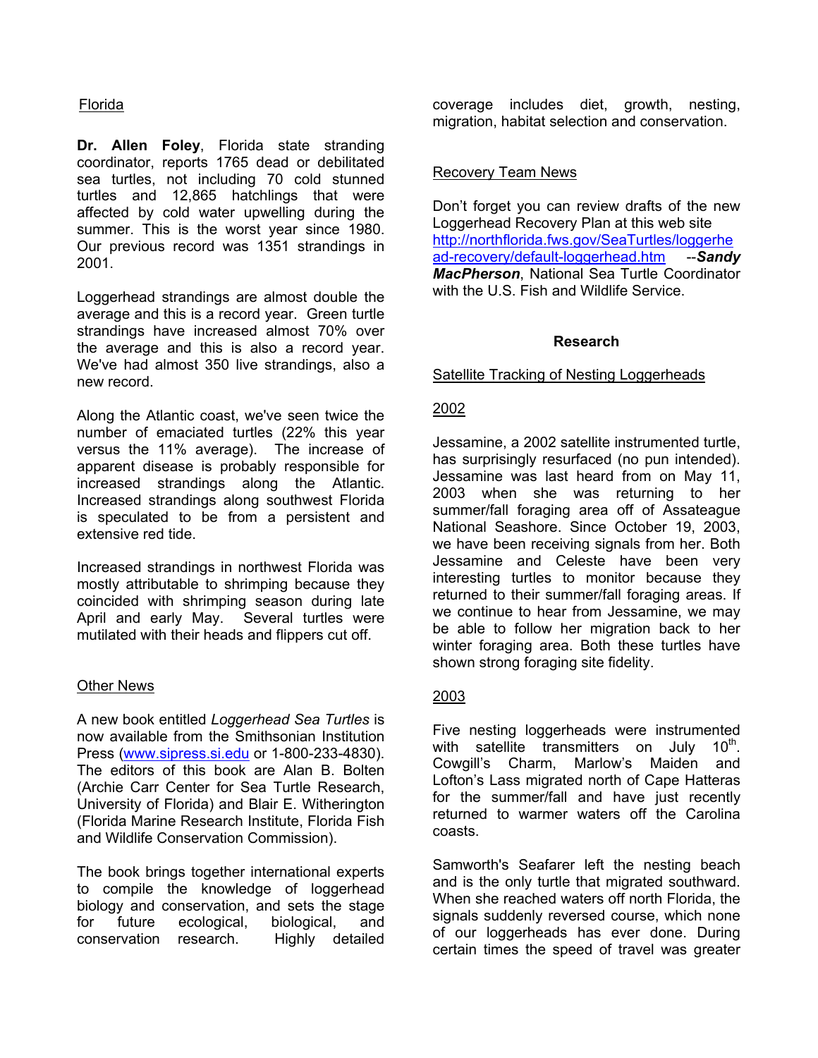## Florida

**Dr. Allen Foley**, Florida state stranding coordinator, reports 1765 dead or debilitated sea turtles, not including 70 cold stunned turtles and 12,865 hatchlings that were affected by cold water upwelling during the summer. This is the worst year since 1980. Our previous record was 1351 strandings in 2001.

Loggerhead strandings are almost double the average and this is a record year. Green turtle strandings have increased almost 70% over the average and this is also a record year. We've had almost 350 live strandings, also a new record.

Along the Atlantic coast, we've seen twice the number of emaciated turtles (22% this year versus the 11% average). The increase of apparent disease is probably responsible for increased strandings along the Atlantic. Increased strandings along southwest Florida is speculated to be from a persistent and extensive red tide.

Increased strandings in northwest Florida was mostly attributable to shrimping because they coincided with shrimping season during late April and early May. Several turtles were mutilated with their heads and flippers cut off.

## Other News

A new book entitled *Loggerhead Sea Turtles* is now available from the Smithsonian Institution Press (www.sipress.si.edu or 1-800-233-4830). The editors of this book are Alan B. Bolten (Archie Carr Center for Sea Turtle Research, University of Florida) and Blair E. Witherington (Florida Marine Research Institute, Florida Fish and Wildlife Conservation Commission).

The book brings together international experts to compile the knowledge of loggerhead biology and conservation, and sets the stage for future ecological, biological, and conservation research. Highly detailed coverage includes diet, growth, nesting, migration, habitat selection and conservation.

## Recovery Team News

Don't forget you can review drafts of the new Loggerhead Recovery Plan at this web site http://northflorida.fws.gov/SeaTurtles/loggerhead-recovery/default-loggerhead.htm --***Sandy MacPherson***, National Sea Turtle Coordinator with the U.S. Fish and Wildlife Service.

# Research

## Satellite Tracking of Nesting Loggerheads

### 2002

Jessamine, a 2002 satellite instrumented turtle, has surprisingly resurfaced (no pun intended). Jessamine was last heard from on May 11, 2003 when she was returning to her summer/fall foraging area off of Assateague National Seashore. Since October 19, 2003, we have been receiving signals from her. Both Jessamine and Celeste have been very interesting turtles to monitor because they returned to their summer/fall foraging areas. If we continue to hear from Jessamine, we may be able to follow her migration back to her winter foraging area. Both these turtles have shown strong foraging site fidelity.

### 2003

Five nesting loggerheads were instrumented with satellite transmitters on July 10th. Cowgill's Charm, Marlow's Maiden and Lofton's Lass migrated north of Cape Hatteras for the summer/fall and have just recently returned to warmer waters off the Carolina coasts.

Samworth's Seafarer left the nesting beach and is the only turtle that migrated southward. When she reached waters off north Florida, the signals suddenly reversed course, which none of our loggerheads has ever done. During certain times the speed of travel was greater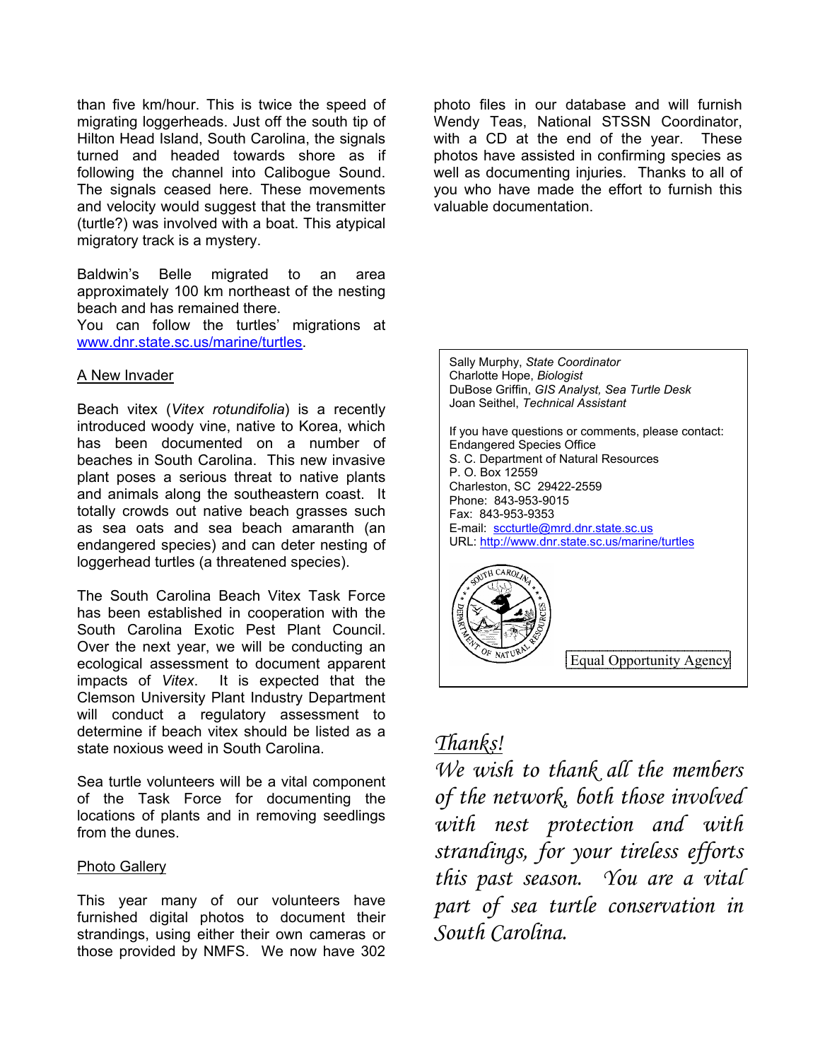than five km/hour. This is twice the speed of migrating loggerheads. Just off the south tip of Hilton Head Island, South Carolina, the signals turned and headed towards shore as if following the channel into Calibogue Sound. The signals ceased here. These movements and velocity would suggest that the transmitter (turtle?) was involved with a boat. This atypical migratory track is a mystery.

Baldwin's Belle migrated to an area approximately 100 km northeast of the nesting beach and has remained there.
You can follow the turtles' migrations at [www.dnr.state.sc.us/marine/turtles](http://www.dnr.state.sc.us/marine/turtles).

## A New Invader

Beach vitex (*Vitex rotundifolia*) is a recently introduced woody vine, native to Korea, which has been documented on a number of beaches in South Carolina. This new invasive plant poses a serious threat to native plants and animals along the southeastern coast. It totally crowds out native beach grasses such as sea oats and sea beach amaranth (an endangered species) and can deter nesting of loggerhead turtles (a threatened species).

The South Carolina Beach Vitex Task Force has been established in cooperation with the South Carolina Exotic Pest Plant Council. Over the next year, we will be conducting an ecological assessment to document apparent impacts of *Vitex*. It is expected that the Clemson University Plant Industry Department will conduct a regulatory assessment to determine if beach vitex should be listed as a state noxious weed in South Carolina.

Sea turtle volunteers will be a vital component of the Task Force for documenting the locations of plants and in removing seedlings from the dunes.

## Photo Gallery

This year many of our volunteers have furnished digital photos to document their strandings, using either their own cameras or those provided by NMFS. We now have 302 photo files in our database and will furnish Wendy Teas, National STSSN Coordinator, with a CD at the end of the year. These photos have assisted in confirming species as well as documenting injuries. Thanks to all of you who have made the effort to furnish this valuable documentation.

Sally Murphy, *State Coordinator*
Charlotte Hope, *Biologist*
DuBose Griffin, *GIS Analyst, Sea Turtle Desk*
Joan Seithel, *Technical Assistant*

If you have questions or comments, please contact:
Endangered Species Office
S. C. Department of Natural Resources
P. O. Box 12559
Charleston, SC 29422-2559
Phone: 843-953-9015
Fax: 843-953-9353
E-mail: [sccturtle@mrd.dnr.state.sc.us](mailto:sccturtle@mrd.dnr.state.sc.us)
URL: [http://www.dnr.state.sc.us/marine/turtles](http://www.dnr.state.sc.us/marine/turtles)

South Carolina Department of Natural Resources

Equal Opportunity Agency

## *Thanks!*

*We wish to thank all the members of the network, both those involved with nest protection and with strandings, for your tireless efforts this past season. You are a vital part of sea turtle conservation in South Carolina.*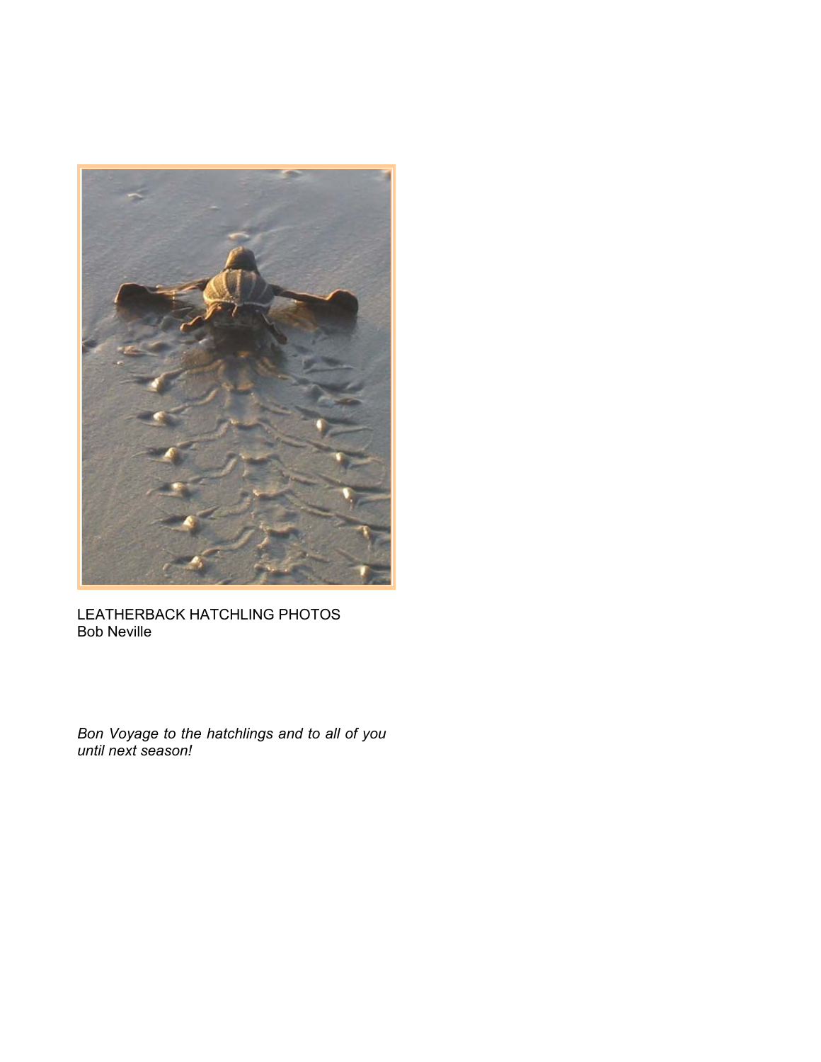LEATHERBACK HATCHLING PHOTOS
Bob Neville

*Bon Voyage to the hatchlings and to all of you until next season!*